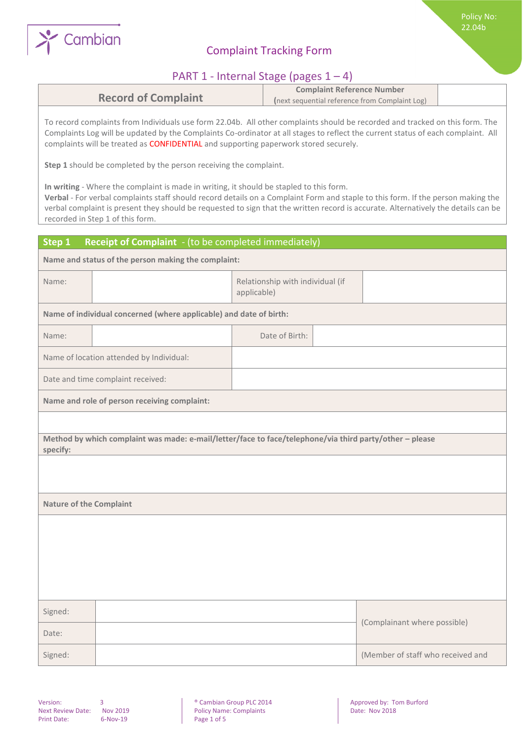Cambian

Policy No: 22.04b

# Complaint Tracking Form

## PART 1 - Internal Stage (pages 1 – 4)

| Record of Complaint | Complaint Reference Number (next sequential reference from Complaint Log) | |
|---|---|---|

To record complaints from Individuals use form 22.04b. All other complaints should be recorded and tracked on this form. The Complaints Log will be updated by the Complaints Co-ordinator at all stages to reflect the current status of each complaint. All complaints will be treated as CONFIDENTIAL and supporting paperwork stored securely.

**Step 1** should be completed by the person receiving the complaint.

**In writing** - Where the complaint is made in writing, it should be stapled to this form.
**Verbal** - For verbal complaints staff should record details on a Complaint Form and staple to this form. If the person making the verbal complaint is present they should be requested to sign that the written record is accurate. Alternatively the details can be recorded in Step 1 of this form.

### Step 1 Receipt of Complaint - (to be completed immediately)

| **Name and status of the person making the complaint:** | | | |
|---|---|---|---|
| Name: | | Relationship with individual (if applicable) | |
| **Name of individual concerned (where applicable) and date of birth:** | | | |
| Name: | | Date of Birth: | |
| Name of location attended by Individual: | | | |
| Date and time complaint received: | | | |
| **Name and role of person receiving complaint:** | | | |
| | | | |
| **Method by which complaint was made: e-mail/letter/face to face/telephone/via third party/other – please specify:** | | | |
| | | | |
| **Nature of the Complaint** | | | |
| | | | |

| Signed: | | (Complainant where possible) |
|---|---|---|
| Date: | | |
| Signed: | | (Member of staff who received and |

Version: 3
Next Review Date: Nov 2019
Print Date: 6-Nov-19

® Cambian Group PLC 2014
Policy Name: Complaints

Approved by: Tom Burford
Date: Nov 2018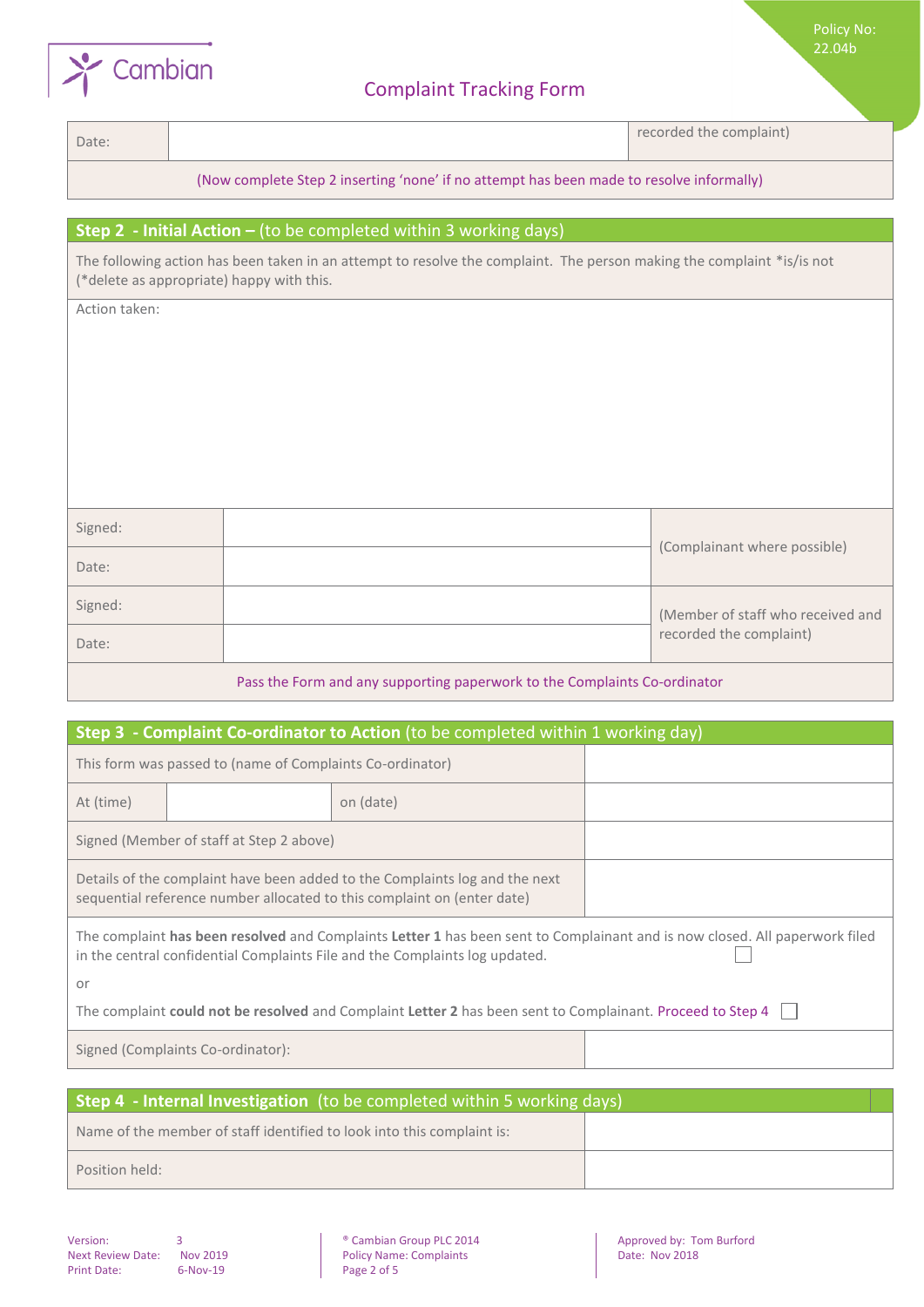| Date: | | recorded the complaint) |
|---|---|---|

(Now complete Step 2 inserting 'none' if no attempt has been made to resolve informally)

## Step 2 - Initial Action – (to be completed within 3 working days)

The following action has been taken in an attempt to resolve the complaint. The person making the complaint *is/is not (*delete as appropriate) happy with this.

Action taken:

| Signed: | | (Complainant where possible) |
|---|---|---|
| Date: | | |
| Signed: | | (Member of staff who received and recorded the complaint) |
| Date: | | |

Pass the Form and any supporting paperwork to the Complaints Co-ordinator

## Step 3 - Complaint Co-ordinator to Action (to be completed within 1 working day)

| This form was passed to (name of Complaints Co-ordinator) | | | |
|---|---|---|---|
| At (time) | | on (date) | |
| Signed (Member of staff at Step 2 above) | | | |
| Details of the complaint have been added to the Complaints log and the next sequential reference number allocated to this complaint on (enter date) | | | |

The complaint **has been resolved** and Complaints **Letter 1** has been sent to Complainant and is now closed. All paperwork filed in the central confidential Complaints File and the Complaints log updated. ☐

or

The complaint **could not be resolved** and Complaint **Letter 2** has been sent to Complainant. Proceed to Step 4 ☐

| Signed (Complaints Co-ordinator): | |
|---|---|

## Step 4 - Internal Investigation (to be completed within 5 working days)

| Name of the member of staff identified to look into this complaint is: | |
|---|---|
| Position held: | |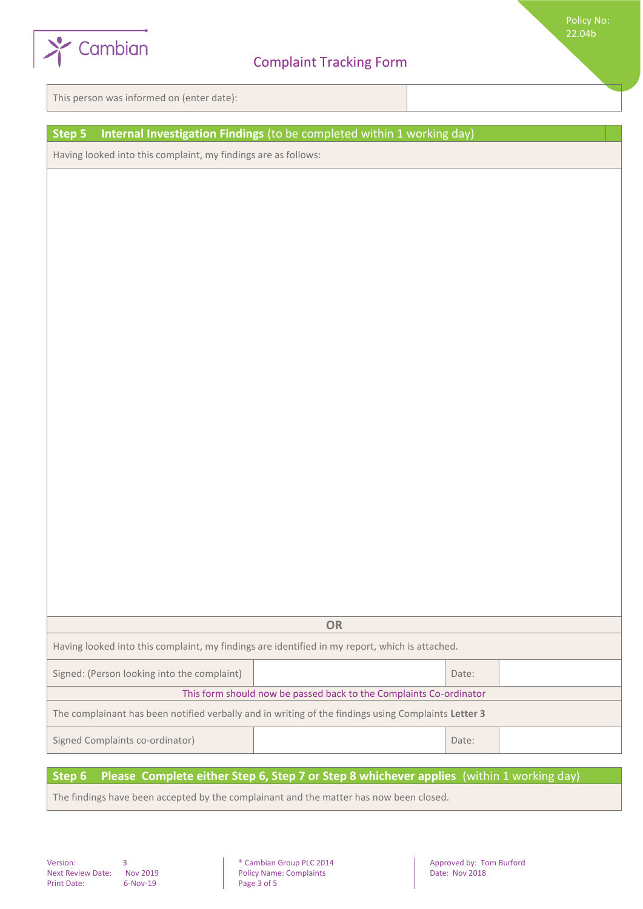| This person was informed on (enter date): | |
|---|---|

## Step 5 **Internal Investigation Findings** (to be completed within 1 working day)

Having looked into this complaint, my findings are as follows:

| | | | |
|---|---|---|---|
| | | | |
| **OR** | | | |
| Having looked into this complaint, my findings are identified in my report, which is attached. | | | |
| Signed: (Person looking into the complaint) | | Date: | |
| This form should now be passed back to the Complaints Co-ordinator | | | |
| The complainant has been notified verbally and in writing of the findings using Complaints **Letter 3** | | | |
| Signed Complaints co-ordinator) | | Date: | |

## Step 6 **Please Complete either Step 6, Step 7 or Step 8 whichever applies** (within 1 working day)

The findings have been accepted by the complainant and the matter has now been closed.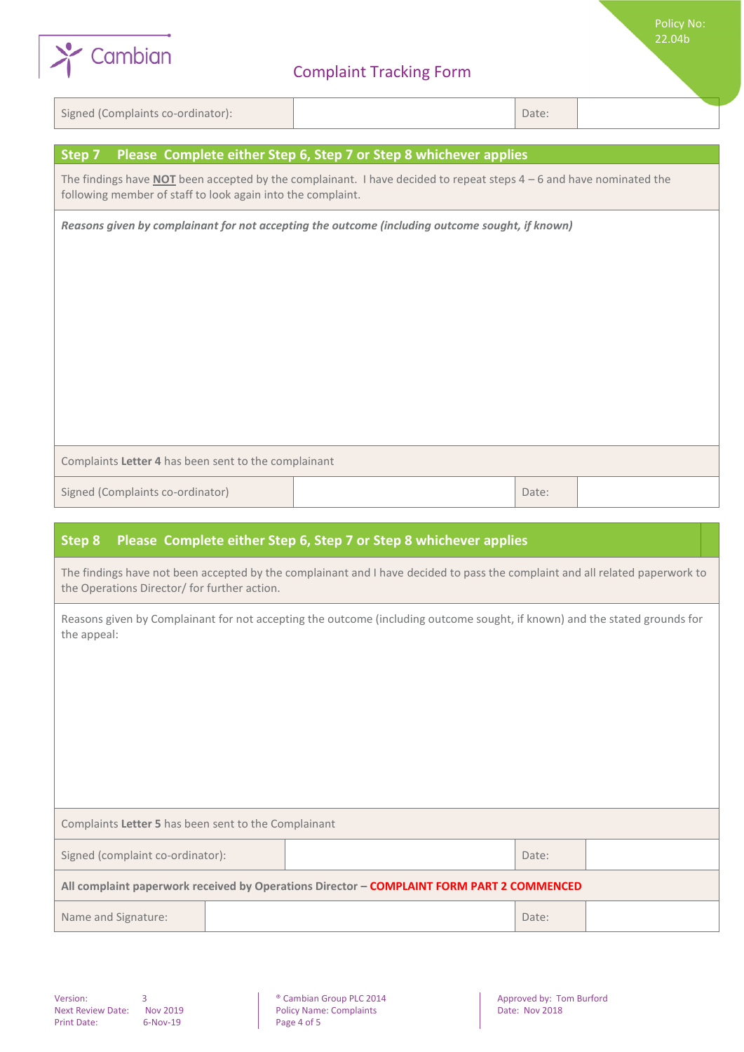| Signed (Complaints co-ordinator): | | Date: | |
|---|---|---|---|

## Step 7 Please Complete either Step 6, Step 7 or Step 8 whichever applies

The findings have **NOT** been accepted by the complainant. I have decided to repeat steps 4 – 6 and have nominated the following member of staff to look again into the complaint.

***Reasons given by complainant for not accepting the outcome (including outcome sought, if known)***

Complaints **Letter 4** has been sent to the complainant

| Signed (Complaints co-ordinator) | | Date: | |
|---|---|---|---|

## Step 8 Please Complete either Step 6, Step 7 or Step 8 whichever applies

The findings have not been accepted by the complainant and I have decided to pass the complaint and all related paperwork to the Operations Director/ for further action.

Reasons given by Complainant for not accepting the outcome (including outcome sought, if known) and the stated grounds for the appeal:

Complaints **Letter 5** has been sent to the Complainant

| Signed (complaint co-ordinator): | | Date: | |
|---|---|---|---|

**All complaint paperwork received by Operations Director – COMPLAINT FORM PART 2 COMMENCED**

| Name and Signature: | | Date: | |
|---|---|---|---|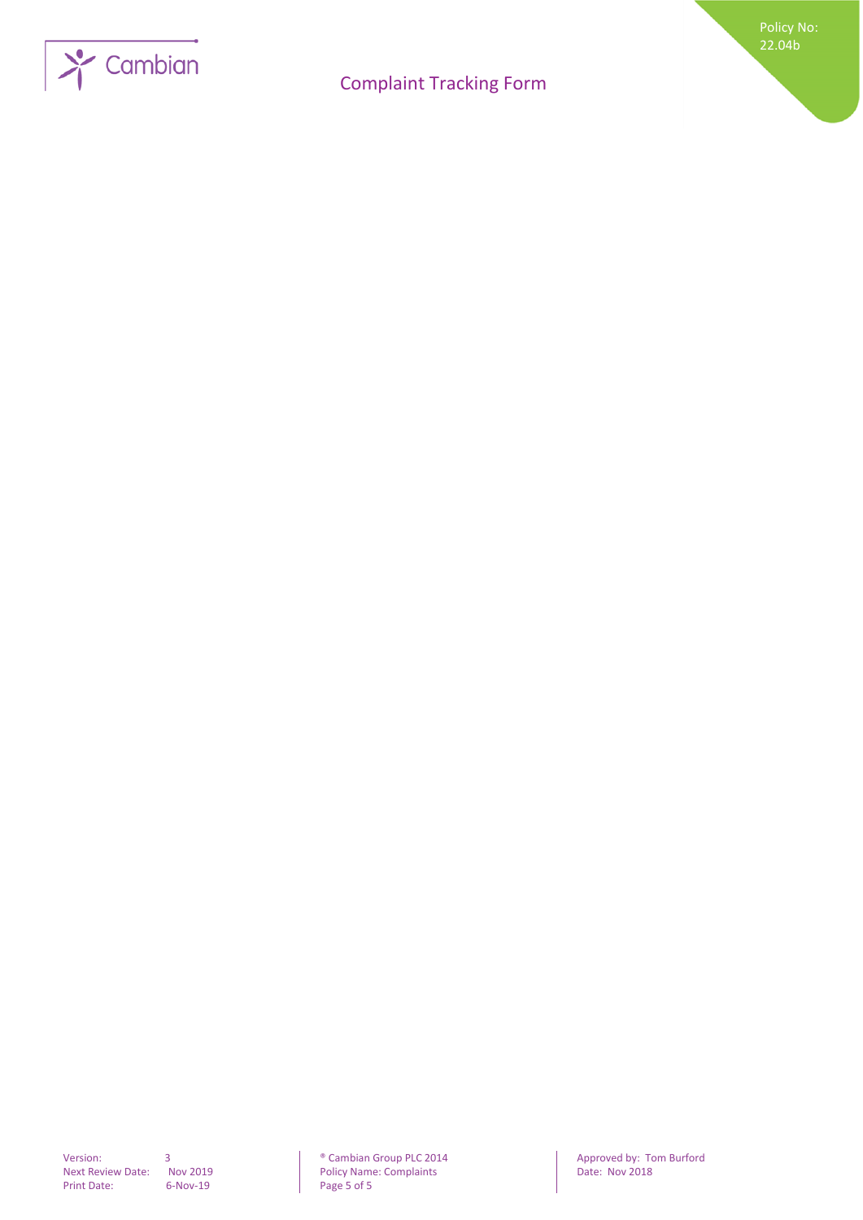# Complaint Tracking Form